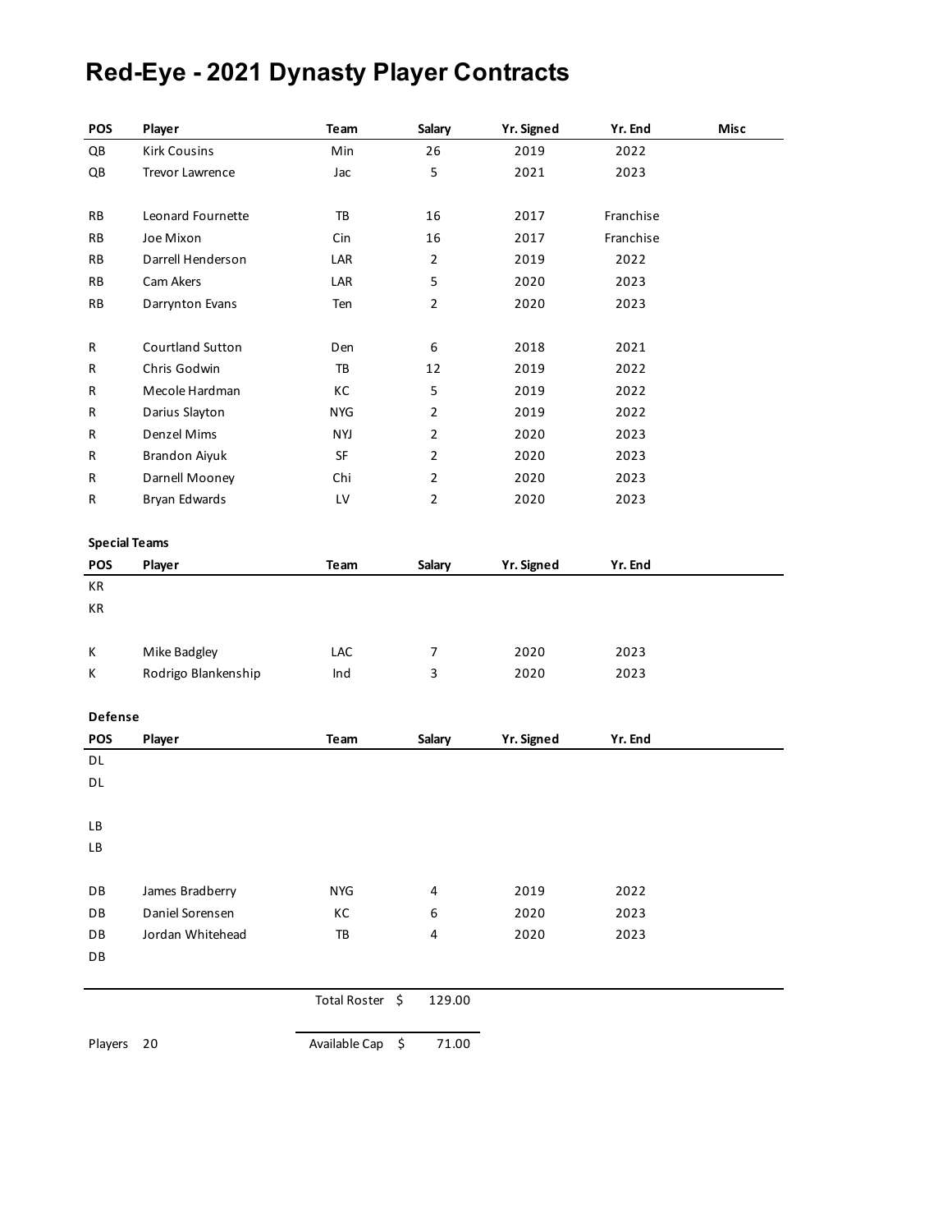# Red-Eye - 2021 Dynasty Player Contracts

| POS | Player | Team | Salary | Yr. Signed | Yr. End | Misc |
|---|---|---|---|---|---|---|
| QB | Kirk Cousins | Min | 26 | 2019 | 2022 | |
| QB | Trevor Lawrence | Jac | 5 | 2021 | 2023 | |
| | | | | | | |
| RB | Leonard Fournette | TB | 16 | 2017 | Franchise | |
| RB | Joe Mixon | Cin | 16 | 2017 | Franchise | |
| RB | Darrell Henderson | LAR | 2 | 2019 | 2022 | |
| RB | Cam Akers | LAR | 5 | 2020 | 2023 | |
| RB | Darrynton Evans | Ten | 2 | 2020 | 2023 | |
| | | | | | | |
| R | Courtland Sutton | Den | 6 | 2018 | 2021 | |
| R | Chris Godwin | TB | 12 | 2019 | 2022 | |
| R | Mecole Hardman | KC | 5 | 2019 | 2022 | |
| R | Darius Slayton | NYG | 2 | 2019 | 2022 | |
| R | Denzel Mims | NYJ | 2 | 2020 | 2023 | |
| R | Brandon Aiyuk | SF | 2 | 2020 | 2023 | |
| R | Darnell Mooney | Chi | 2 | 2020 | 2023 | |
| R | Bryan Edwards | LV | 2 | 2020 | 2023 | |

**Special Teams**

| POS | Player | Team | Salary | Yr. Signed | Yr. End |
|---|---|---|---|---|---|
| KR | | | | | |
| KR | | | | | |
| | | | | | |
| K | Mike Badgley | LAC | 7 | 2020 | 2023 |
| K | Rodrigo Blankenship | Ind | 3 | 2020 | 2023 |

**Defense**

| POS | Player | Team | Salary | Yr. Signed | Yr. End |
|---|---|---|---|---|---|
| DL | | | | | |
| DL | | | | | |
| | | | | | |
| LB | | | | | |
| LB | | | | | |
| | | | | | |
| DB | James Bradberry | NYG | 4 | 2019 | 2022 |
| DB | Daniel Sorensen | KC | 6 | 2020 | 2023 |
| DB | Jordan Whitehead | TB | 4 | 2020 | 2023 |
| DB | | | | | |

Total Roster $ 129.00

Players 20

Available Cap $ 71.00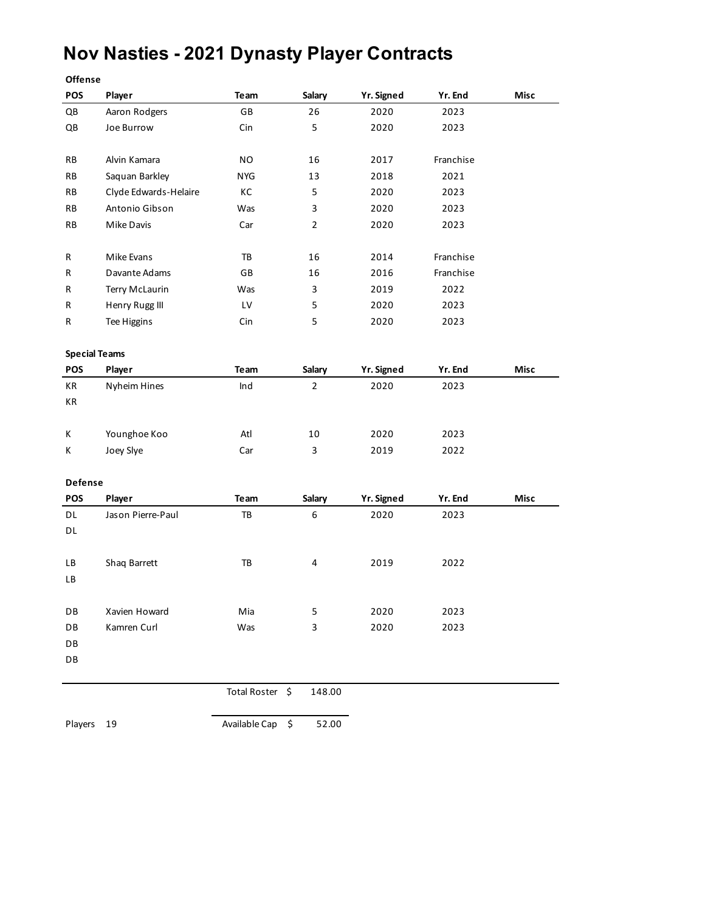# Nov Nasties - 2021 Dynasty Player Contracts

**Offense**

| POS | Player | Team | Salary | Yr. Signed | Yr. End | Misc |
|---|---|---|---|---|---|---|
| QB | Aaron Rodgers | GB | 26 | 2020 | 2023 | |
| QB | Joe Burrow | Cin | 5 | 2020 | 2023 | |
| | | | | | | |
| RB | Alvin Kamara | NO | 16 | 2017 | Franchise | |
| RB | Saquan Barkley | NYG | 13 | 2018 | 2021 | |
| RB | Clyde Edwards-Helaire | KC | 5 | 2020 | 2023 | |
| RB | Antonio Gibson | Was | 3 | 2020 | 2023 | |
| RB | Mike Davis | Car | 2 | 2020 | 2023 | |
| | | | | | | |
| R | Mike Evans | TB | 16 | 2014 | Franchise | |
| R | Davante Adams | GB | 16 | 2016 | Franchise | |
| R | Terry McLaurin | Was | 3 | 2019 | 2022 | |
| R | Henry Rugg III | LV | 5 | 2020 | 2023 | |
| R | Tee Higgins | Cin | 5 | 2020 | 2023 | |

**Special Teams**

| POS | Player | Team | Salary | Yr. Signed | Yr. End | Misc |
|---|---|---|---|---|---|---|
| KR | Nyheim Hines | Ind | 2 | 2020 | 2023 | |
| KR | | | | | | |
| | | | | | | |
| K | Younghoe Koo | Atl | 10 | 2020 | 2023 | |
| K | Joey Slye | Car | 3 | 2019 | 2022 | |

**Defense**

| POS | Player | Team | Salary | Yr. Signed | Yr. End | Misc |
|---|---|---|---|---|---|---|
| DL | Jason Pierre-Paul | TB | 6 | 2020 | 2023 | |
| DL | | | | | | |
| | | | | | | |
| LB | Shaq Barrett | TB | 4 | 2019 | 2022 | |
| LB | | | | | | |
| | | | | | | |
| DB | Xavien Howard | Mia | 5 | 2020 | 2023 | |
| DB | Kamren Curl | Was | 3 | 2020 | 2023 | |
| DB | | | | | | |
| DB | | | | | | |

Total Roster $ 148.00

Players 19

Available Cap $ 52.00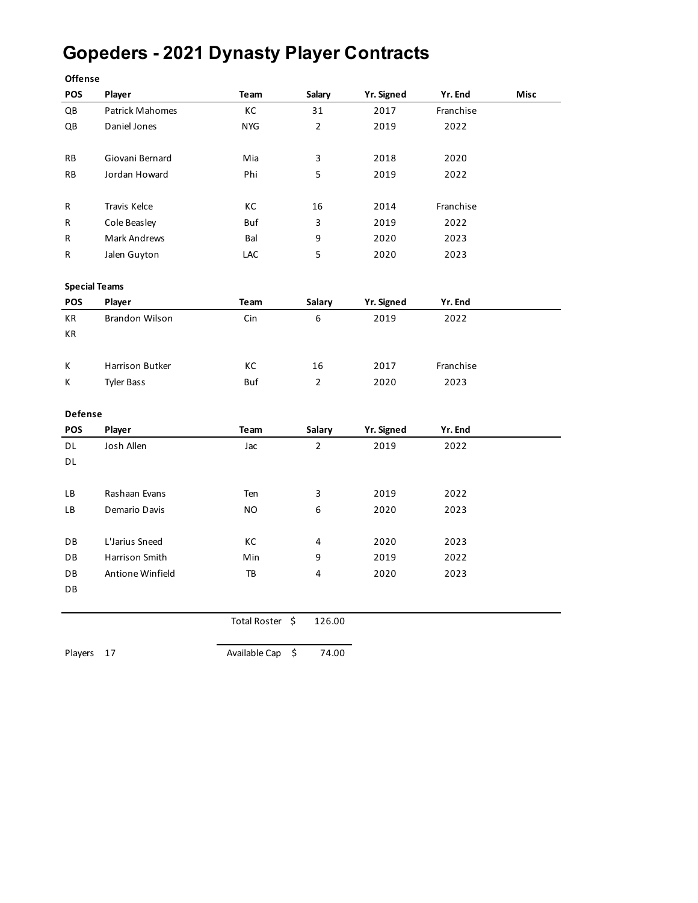# Gopeders - 2021 Dynasty Player Contracts

**Offense**

| POS | Player | Team | Salary | Yr. Signed | Yr. End | Misc |
|---|---|---|---|---|---|---|
| QB | Patrick Mahomes | KC | 31 | 2017 | Franchise | |
| QB | Daniel Jones | NYG | 2 | 2019 | 2022 | |
| | | | | | | |
| RB | Giovani Bernard | Mia | 3 | 2018 | 2020 | |
| RB | Jordan Howard | Phi | 5 | 2019 | 2022 | |
| | | | | | | |
| R | Travis Kelce | KC | 16 | 2014 | Franchise | |
| R | Cole Beasley | Buf | 3 | 2019 | 2022 | |
| R | Mark Andrews | Bal | 9 | 2020 | 2023 | |
| R | Jalen Guyton | LAC | 5 | 2020 | 2023 | |

**Special Teams**

| POS | Player | Team | Salary | Yr. Signed | Yr. End |
|---|---|---|---|---|---|
| KR | Brandon Wilson | Cin | 6 | 2019 | 2022 |
| KR | | | | | |
| | | | | | |
| K | Harrison Butker | KC | 16 | 2017 | Franchise |
| K | Tyler Bass | Buf | 2 | 2020 | 2023 |

**Defense**

| POS | Player | Team | Salary | Yr. Signed | Yr. End |
|---|---|---|---|---|---|
| DL | Josh Allen | Jac | 2 | 2019 | 2022 |
| DL | | | | | |
| | | | | | |
| LB | Rashaan Evans | Ten | 3 | 2019 | 2022 |
| LB | Demario Davis | NO | 6 | 2020 | 2023 |
| | | | | | |
| DB | L'Jarius Sneed | KC | 4 | 2020 | 2023 |
| DB | Harrison Smith | Min | 9 | 2019 | 2022 |
| DB | Antione Winfield | TB | 4 | 2020 | 2023 |
| DB | | | | | |

Total Roster $ 126.00

Players 17

Available Cap $ 74.00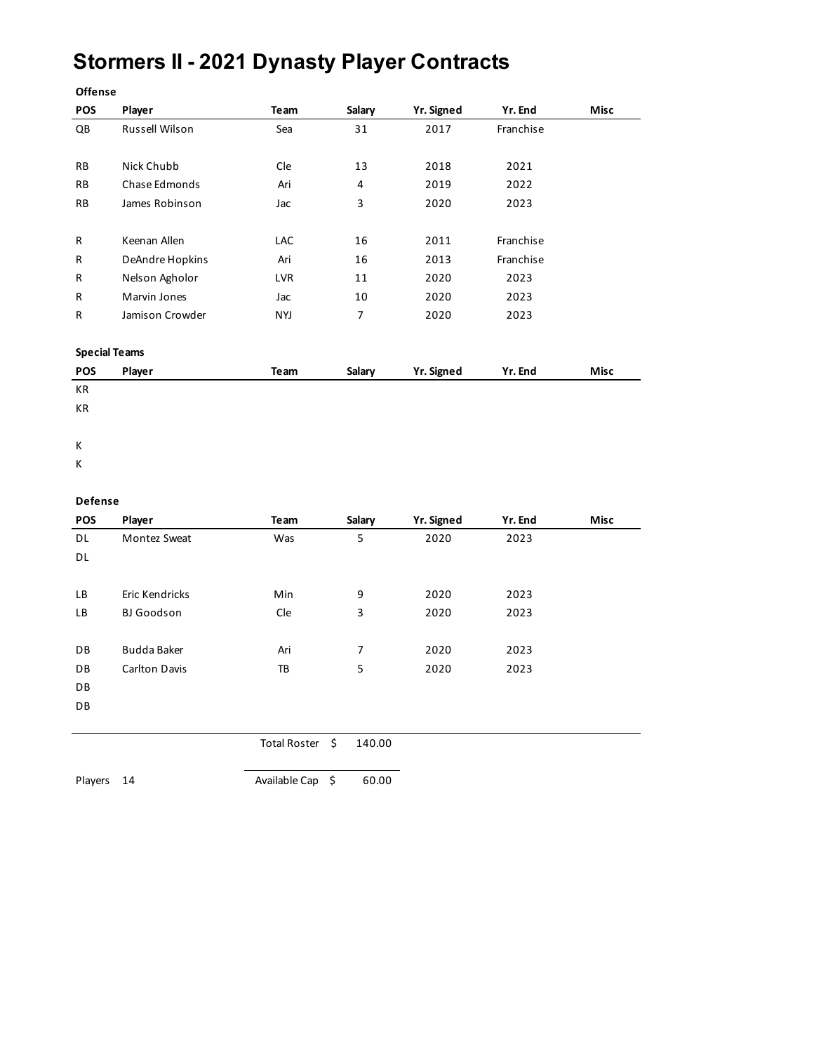# Stormers II - 2021 Dynasty Player Contracts

**Offense**

| POS | Player | Team | Salary | Yr. Signed | Yr. End | Misc |
|---|---|---|---|---|---|---|
| QB | Russell Wilson | Sea | 31 | 2017 | Franchise | |
| | | | | | | |
| RB | Nick Chubb | Cle | 13 | 2018 | 2021 | |
| RB | Chase Edmonds | Ari | 4 | 2019 | 2022 | |
| RB | James Robinson | Jac | 3 | 2020 | 2023 | |
| | | | | | | |
| R | Keenan Allen | LAC | 16 | 2011 | Franchise | |
| R | DeAndre Hopkins | Ari | 16 | 2013 | Franchise | |
| R | Nelson Agholor | LVR | 11 | 2020 | 2023 | |
| R | Marvin Jones | Jac | 10 | 2020 | 2023 | |
| R | Jamison Crowder | NYJ | 7 | 2020 | 2023 | |

**Special Teams**

| POS | Player | Team | Salary | Yr. Signed | Yr. End | Misc |
|---|---|---|---|---|---|---|
| KR | | | | | | |
| KR | | | | | | |
| | | | | | | |
| K | | | | | | |
| K | | | | | | |

**Defense**

| POS | Player | Team | Salary | Yr. Signed | Yr. End | Misc |
|---|---|---|---|---|---|---|
| DL | Montez Sweat | Was | 5 | 2020 | 2023 | |
| DL | | | | | | |
| | | | | | | |
| LB | Eric Kendricks | Min | 9 | 2020 | 2023 | |
| LB | BJ Goodson | Cle | 3 | 2020 | 2023 | |
| | | | | | | |
| DB | Budda Baker | Ari | 7 | 2020 | 2023 | |
| DB | Carlton Davis | TB | 5 | 2020 | 2023 | |
| DB | | | | | | |
| DB | | | | | | |

Total Roster $ 140.00

Players 14

Available Cap $ 60.00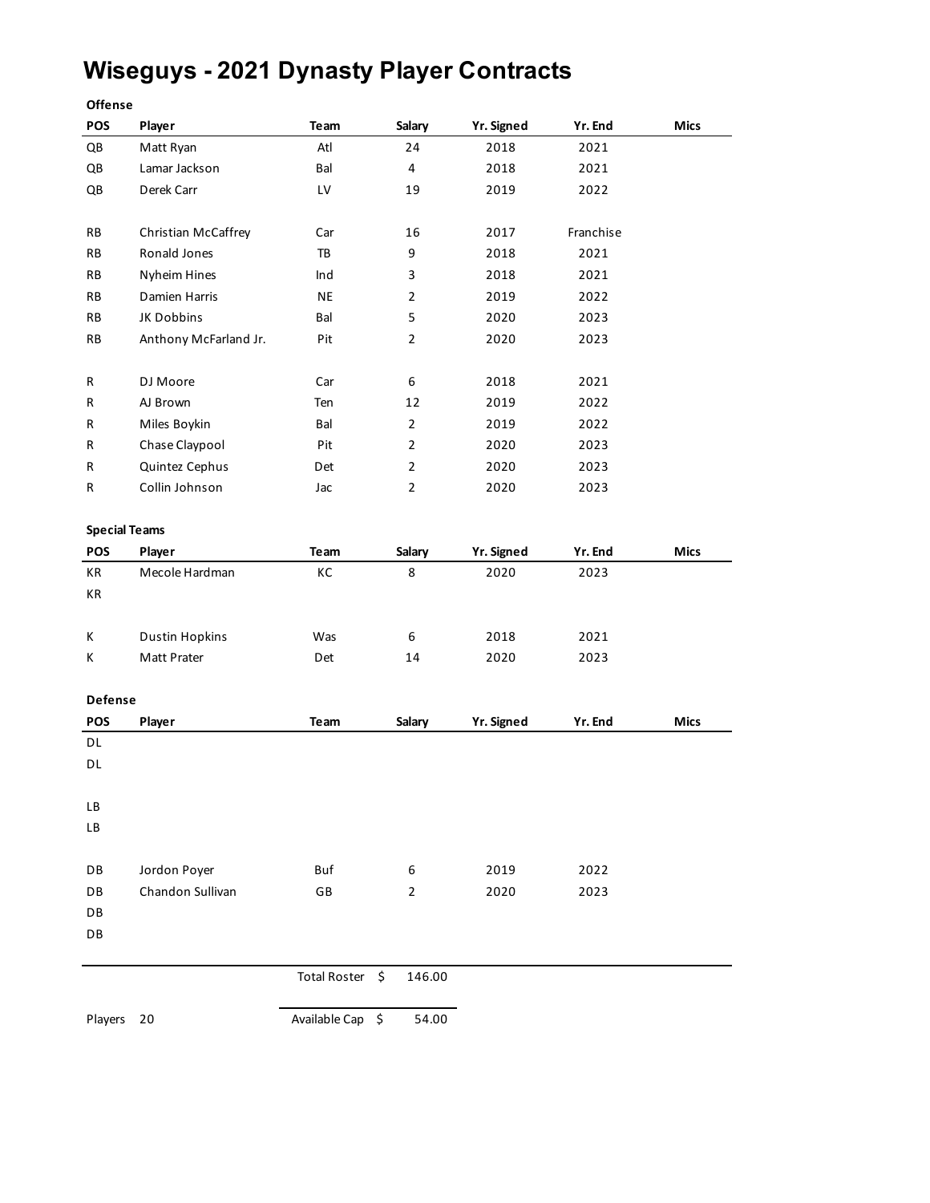# Wiseguys - 2021 Dynasty Player Contracts

**Offense**

| POS | Player | Team | Salary | Yr. Signed | Yr. End | Mics |
|---|---|---|---|---|---|---|
| QB | Matt Ryan | Atl | 24 | 2018 | 2021 | |
| QB | Lamar Jackson | Bal | 4 | 2018 | 2021 | |
| QB | Derek Carr | LV | 19 | 2019 | 2022 | |
| | | | | | | |
| RB | Christian McCaffrey | Car | 16 | 2017 | Franchise | |
| RB | Ronald Jones | TB | 9 | 2018 | 2021 | |
| RB | Nyheim Hines | Ind | 3 | 2018 | 2021 | |
| RB | Damien Harris | NE | 2 | 2019 | 2022 | |
| RB | JK Dobbins | Bal | 5 | 2020 | 2023 | |
| RB | Anthony McFarland Jr. | Pit | 2 | 2020 | 2023 | |
| | | | | | | |
| R | DJ Moore | Car | 6 | 2018 | 2021 | |
| R | AJ Brown | Ten | 12 | 2019 | 2022 | |
| R | Miles Boykin | Bal | 2 | 2019 | 2022 | |
| R | Chase Claypool | Pit | 2 | 2020 | 2023 | |
| R | Quintez Cephus | Det | 2 | 2020 | 2023 | |
| R | Collin Johnson | Jac | 2 | 2020 | 2023 | |

**Special Teams**

| POS | Player | Team | Salary | Yr. Signed | Yr. End | Mics |
|---|---|---|---|---|---|---|
| KR | Mecole Hardman | KC | 8 | 2020 | 2023 | |
| KR | | | | | | |
| | | | | | | |
| K | Dustin Hopkins | Was | 6 | 2018 | 2021 | |
| K | Matt Prater | Det | 14 | 2020 | 2023 | |

**Defense**

| POS | Player | Team | Salary | Yr. Signed | Yr. End | Mics |
|---|---|---|---|---|---|---|
| DL | | | | | | |
| DL | | | | | | |
| | | | | | | |
| LB | | | | | | |
| LB | | | | | | |
| | | | | | | |
| DB | Jordon Poyer | Buf | 6 | 2019 | 2022 | |
| DB | Chandon Sullivan | GB | 2 | 2020 | 2023 | |
| DB | | | | | | |
| DB | | | | | | |

Total Roster $ 146.00

Players 20 | Available Cap $ 54.00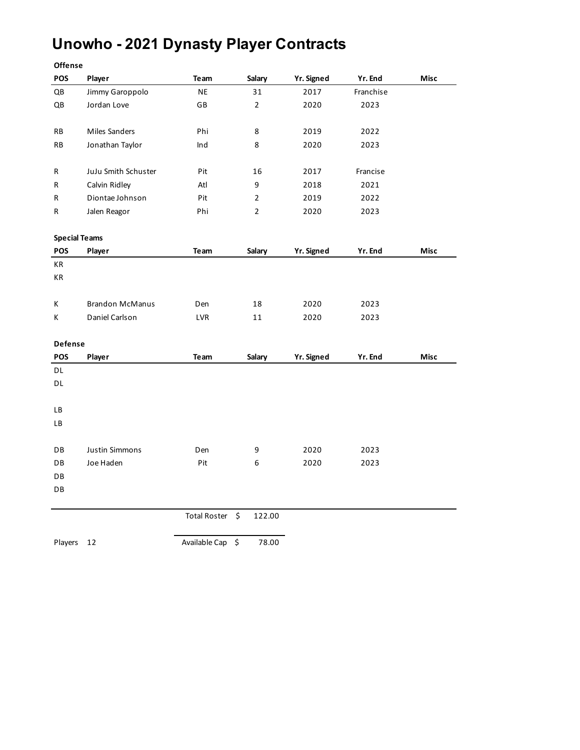# Unowho - 2021 Dynasty Player Contracts

**Offense**

| POS | Player | Team | Salary | Yr. Signed | Yr. End | Misc |
|---|---|---|---|---|---|---|
| QB | Jimmy Garoppolo | NE | 31 | 2017 | Franchise | |
| QB | Jordan Love | GB | 2 | 2020 | 2023 | |
| | | | | | | |
| RB | Miles Sanders | Phi | 8 | 2019 | 2022 | |
| RB | Jonathan Taylor | Ind | 8 | 2020 | 2023 | |
| | | | | | | |
| R | JuJu Smith Schuster | Pit | 16 | 2017 | Francise | |
| R | Calvin Ridley | Atl | 9 | 2018 | 2021 | |
| R | Diontae Johnson | Pit | 2 | 2019 | 2022 | |
| R | Jalen Reagor | Phi | 2 | 2020 | 2023 | |

**Special Teams**

| POS | Player | Team | Salary | Yr. Signed | Yr. End | Misc |
|---|---|---|---|---|---|---|
| KR | | | | | | |
| KR | | | | | | |
| | | | | | | |
| K | Brandon McManus | Den | 18 | 2020 | 2023 | |
| K | Daniel Carlson | LVR | 11 | 2020 | 2023 | |

**Defense**

| POS | Player | Team | Salary | Yr. Signed | Yr. End | Misc |
|---|---|---|---|---|---|---|
| DL | | | | | | |
| DL | | | | | | |
| | | | | | | |
| LB | | | | | | |
| LB | | | | | | |
| | | | | | | |
| DB | Justin Simmons | Den | 9 | 2020 | 2023 | |
| DB | Joe Haden | Pit | 6 | 2020 | 2023 | |
| DB | | | | | | |
| DB | | | | | | |

Total Roster $ 122.00

Players 12

Available Cap $ 78.00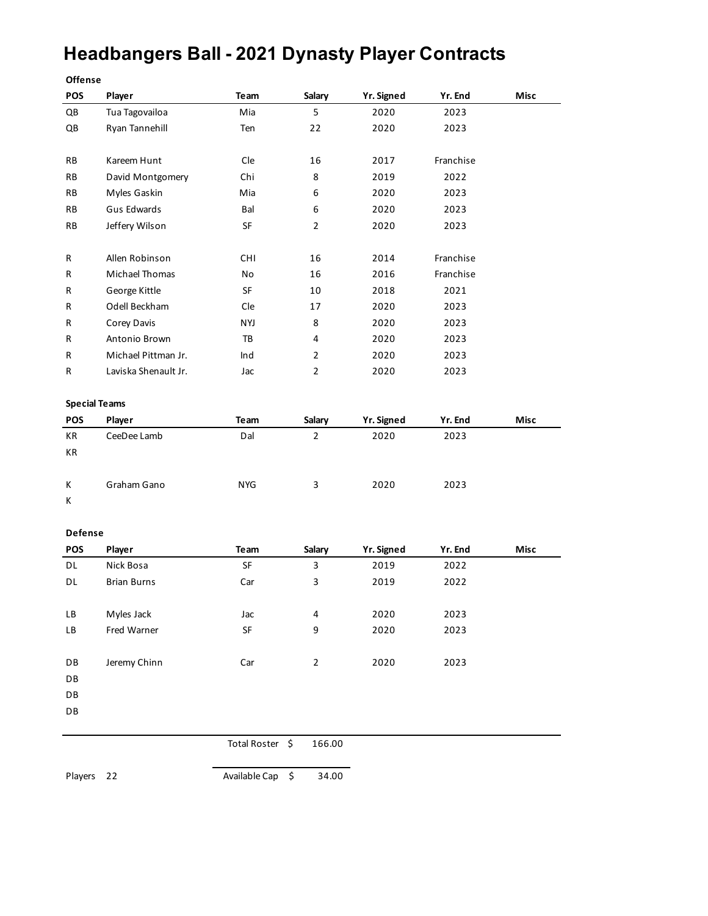# Headbangers Ball - 2021 Dynasty Player Contracts

**Offense**

| POS | Player | Team | Salary | Yr. Signed | Yr. End | Misc |
|---|---|---|---|---|---|---|
| QB | Tua Tagovailoa | Mia | 5 | 2020 | 2023 | |
| QB | Ryan Tannehill | Ten | 22 | 2020 | 2023 | |
| | | | | | | |
| RB | Kareem Hunt | Cle | 16 | 2017 | Franchise | |
| RB | David Montgomery | Chi | 8 | 2019 | 2022 | |
| RB | Myles Gaskin | Mia | 6 | 2020 | 2023 | |
| RB | Gus Edwards | Bal | 6 | 2020 | 2023 | |
| RB | Jeffery Wilson | SF | 2 | 2020 | 2023 | |
| | | | | | | |
| R | Allen Robinson | CHI | 16 | 2014 | Franchise | |
| R | Michael Thomas | No | 16 | 2016 | Franchise | |
| R | George Kittle | SF | 10 | 2018 | 2021 | |
| R | Odell Beckham | Cle | 17 | 2020 | 2023 | |
| R | Corey Davis | NYJ | 8 | 2020 | 2023 | |
| R | Antonio Brown | TB | 4 | 2020 | 2023 | |
| R | Michael Pittman Jr. | Ind | 2 | 2020 | 2023 | |
| R | Laviska Shenault Jr. | Jac | 2 | 2020 | 2023 | |

**Special Teams**

| POS | Player | Team | Salary | Yr. Signed | Yr. End | Misc |
|---|---|---|---|---|---|---|
| KR | CeeDee Lamb | Dal | 2 | 2020 | 2023 | |
| KR | | | | | | |
| | | | | | | |
| K | Graham Gano | NYG | 3 | 2020 | 2023 | |
| K | | | | | | |

**Defense**

| POS | Player | Team | Salary | Yr. Signed | Yr. End | Misc |
|---|---|---|---|---|---|---|
| DL | Nick Bosa | SF | 3 | 2019 | 2022 | |
| DL | Brian Burns | Car | 3 | 2019 | 2022 | |
| | | | | | | |
| LB | Myles Jack | Jac | 4 | 2020 | 2023 | |
| LB | Fred Warner | SF | 9 | 2020 | 2023 | |
| | | | | | | |
| DB | Jeremy Chinn | Car | 2 | 2020 | 2023 | |
| DB | | | | | | |
| DB | | | | | | |
| DB | | | | | | |

Total Roster $ 166.00

Players 22

Available Cap $ 34.00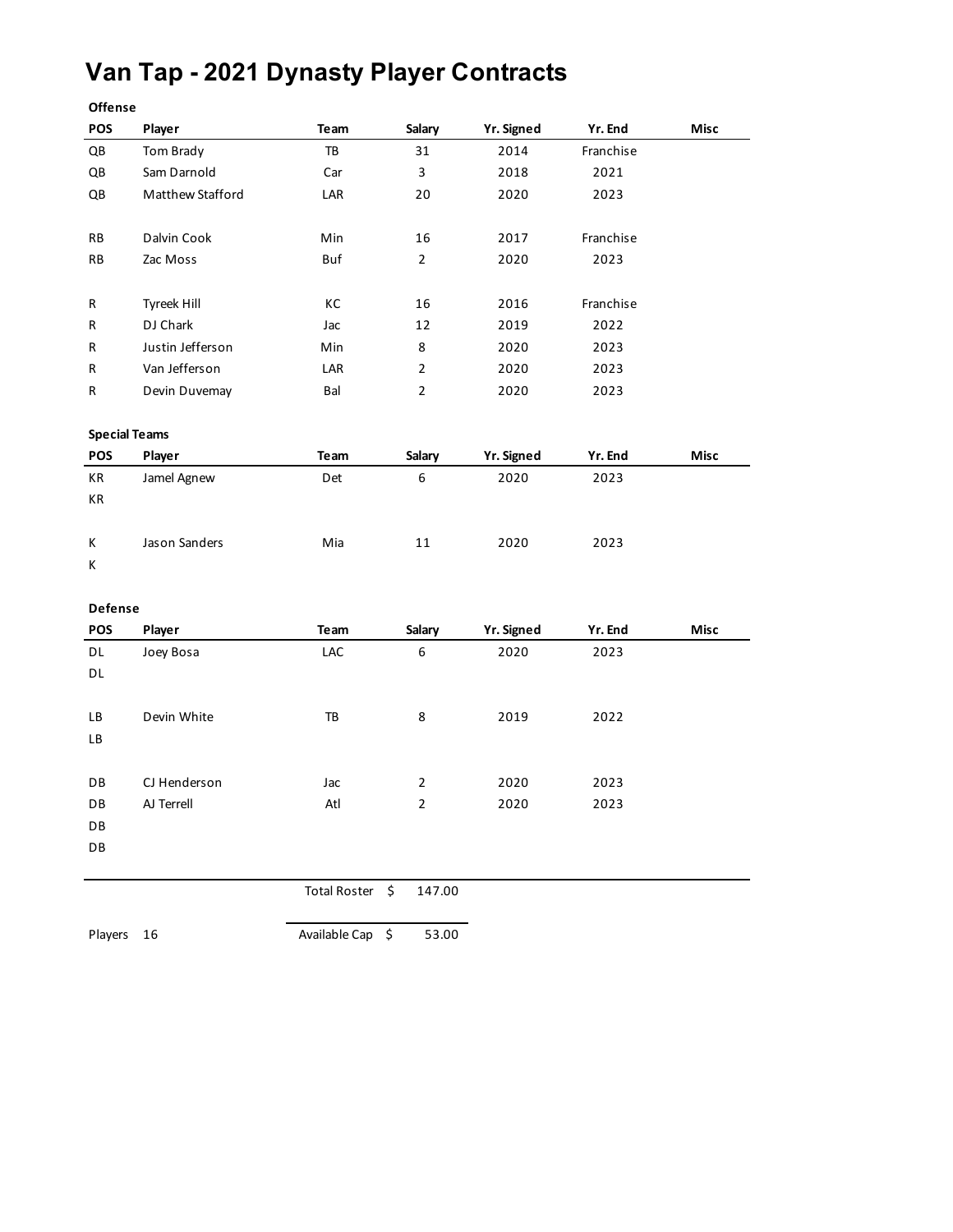# Van Tap - 2021 Dynasty Player Contracts

**Offense**

| POS | Player | Team | Salary | Yr. Signed | Yr. End | Misc |
|---|---|---|---|---|---|---|
| QB | Tom Brady | TB | 31 | 2014 | Franchise | |
| QB | Sam Darnold | Car | 3 | 2018 | 2021 | |
| QB | Matthew Stafford | LAR | 20 | 2020 | 2023 | |
| | | | | | | |
| RB | Dalvin Cook | Min | 16 | 2017 | Franchise | |
| RB | Zac Moss | Buf | 2 | 2020 | 2023 | |
| | | | | | | |
| R | Tyreek Hill | KC | 16 | 2016 | Franchise | |
| R | DJ Chark | Jac | 12 | 2019 | 2022 | |
| R | Justin Jefferson | Min | 8 | 2020 | 2023 | |
| R | Van Jefferson | LAR | 2 | 2020 | 2023 | |
| R | Devin Duvernay | Bal | 2 | 2020 | 2023 | |

**Special Teams**

| POS | Player | Team | Salary | Yr. Signed | Yr. End | Misc |
|---|---|---|---|---|---|---|
| KR | Jamel Agnew | Det | 6 | 2020 | 2023 | |
| KR | | | | | | |
| | | | | | | |
| K | Jason Sanders | Mia | 11 | 2020 | 2023 | |
| K | | | | | | |

**Defense**

| POS | Player | Team | Salary | Yr. Signed | Yr. End | Misc |
|---|---|---|---|---|---|---|
| DL | Joey Bosa | LAC | 6 | 2020 | 2023 | |
| DL | | | | | | |
| | | | | | | |
| LB | Devin White | TB | 8 | 2019 | 2022 | |
| LB | | | | | | |
| | | | | | | |
| DB | CJ Henderson | Jac | 2 | 2020 | 2023 | |
| DB | AJ Terrell | Atl | 2 | 2020 | 2023 | |
| DB | | | | | | |
| DB | | | | | | |

| | | |
|---|---|---|
| | Total Roster | $ 147.00 |
| Players 16 | Available Cap | $ 53.00 |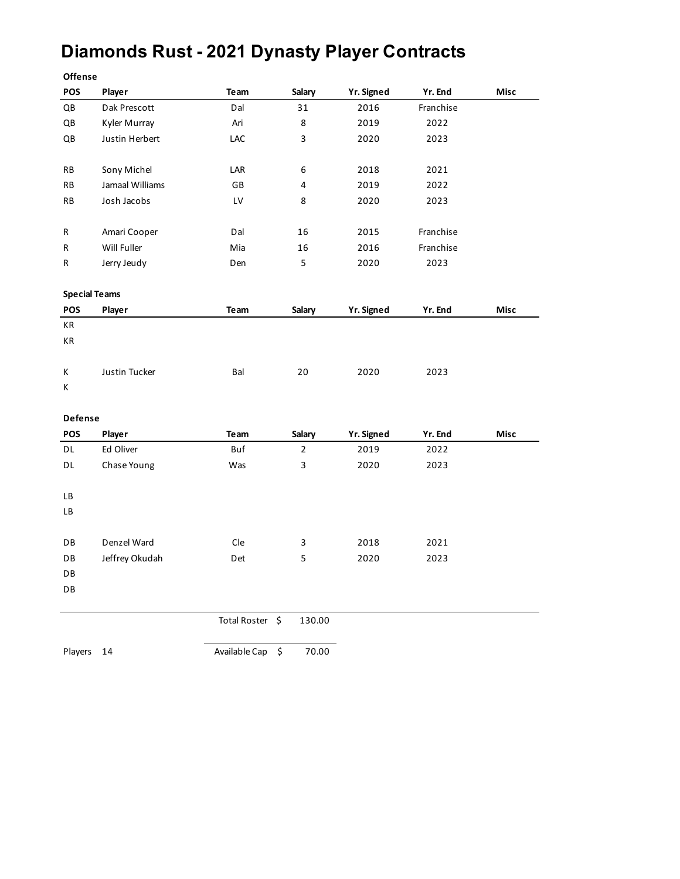# Diamonds Rust - 2021 Dynasty Player Contracts

**Offense**

| POS | Player | Team | Salary | Yr. Signed | Yr. End | Misc |
|---|---|---|---|---|---|---|
| QB | Dak Prescott | Dal | 31 | 2016 | Franchise | |
| QB | Kyler Murray | Ari | 8 | 2019 | 2022 | |
| QB | Justin Herbert | LAC | 3 | 2020 | 2023 | |
| | | | | | | |
| RB | Sony Michel | LAR | 6 | 2018 | 2021 | |
| RB | Jamaal Williams | GB | 4 | 2019 | 2022 | |
| RB | Josh Jacobs | LV | 8 | 2020 | 2023 | |
| | | | | | | |
| R | Amari Cooper | Dal | 16 | 2015 | Franchise | |
| R | Will Fuller | Mia | 16 | 2016 | Franchise | |
| R | Jerry Jeudy | Den | 5 | 2020 | 2023 | |

**Special Teams**

| POS | Player | Team | Salary | Yr. Signed | Yr. End | Misc |
|---|---|---|---|---|---|---|
| KR | | | | | | |
| KR | | | | | | |
| | | | | | | |
| K | Justin Tucker | Bal | 20 | 2020 | 2023 | |
| K | | | | | | |

**Defense**

| POS | Player | Team | Salary | Yr. Signed | Yr. End | Misc |
|---|---|---|---|---|---|---|
| DL | Ed Oliver | Buf | 2 | 2019 | 2022 | |
| DL | Chase Young | Was | 3 | 2020 | 2023 | |
| | | | | | | |
| LB | | | | | | |
| LB | | | | | | |
| | | | | | | |
| DB | Denzel Ward | Cle | 3 | 2018 | 2021 | |
| DB | Jeffrey Okudah | Det | 5 | 2020 | 2023 | |
| DB | | | | | | |
| DB | | | | | | |

Total Roster $ 130.00

Players 14

Available Cap $ 70.00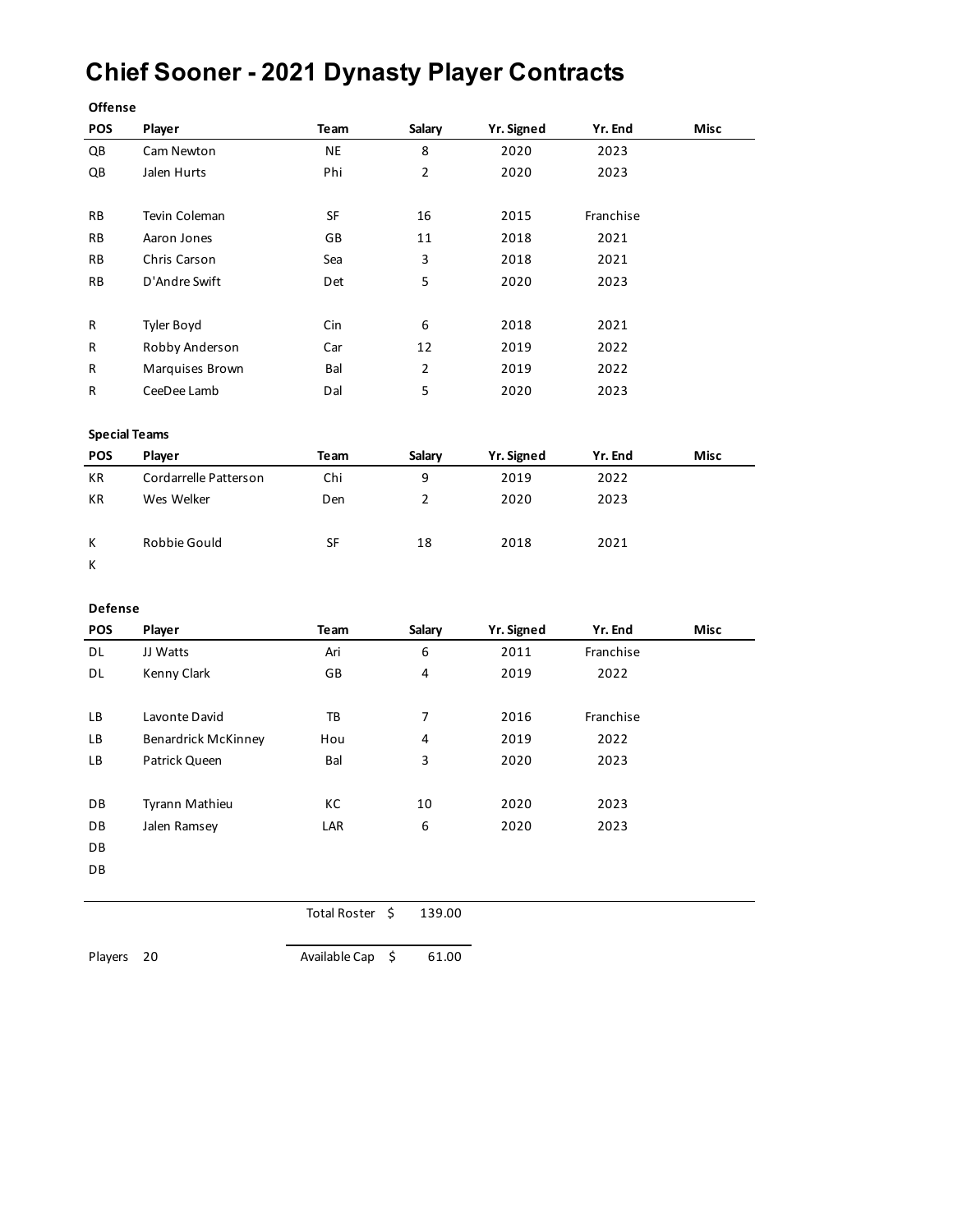# Chief Sooner - 2021 Dynasty Player Contracts

**Offense**

| POS | Player | Team | Salary | Yr. Signed | Yr. End | Misc |
|---|---|---|---|---|---|---|
| QB | Cam Newton | NE | 8 | 2020 | 2023 | |
| QB | Jalen Hurts | Phi | 2 | 2020 | 2023 | |
| | | | | | | |
| RB | Tevin Coleman | SF | 16 | 2015 | Franchise | |
| RB | Aaron Jones | GB | 11 | 2018 | 2021 | |
| RB | Chris Carson | Sea | 3 | 2018 | 2021 | |
| RB | D'Andre Swift | Det | 5 | 2020 | 2023 | |
| | | | | | | |
| R | Tyler Boyd | Cin | 6 | 2018 | 2021 | |
| R | Robby Anderson | Car | 12 | 2019 | 2022 | |
| R | Marquises Brown | Bal | 2 | 2019 | 2022 | |
| R | CeeDee Lamb | Dal | 5 | 2020 | 2023 | |

**Special Teams**

| POS | Player | Team | Salary | Yr. Signed | Yr. End | Misc |
|---|---|---|---|---|---|---|
| KR | Cordarrelle Patterson | Chi | 9 | 2019 | 2022 | |
| KR | Wes Welker | Den | 2 | 2020 | 2023 | |
| | | | | | | |
| K | Robbie Gould | SF | 18 | 2018 | 2021 | |
| K | | | | | | |

**Defense**

| POS | Player | Team | Salary | Yr. Signed | Yr. End | Misc |
|---|---|---|---|---|---|---|
| DL | JJ Watts | Ari | 6 | 2011 | Franchise | |
| DL | Kenny Clark | GB | 4 | 2019 | 2022 | |
| | | | | | | |
| LB | Lavonte David | TB | 7 | 2016 | Franchise | |
| LB | Benardrick McKinney | Hou | 4 | 2019 | 2022 | |
| LB | Patrick Queen | Bal | 3 | 2020 | 2023 | |
| | | | | | | |
| DB | Tyrann Mathieu | KC | 10 | 2020 | 2023 | |
| DB | Jalen Ramsey | LAR | 6 | 2020 | 2023 | |
| DB | | | | | | |
| DB | | | | | | |

Total Roster $ 139.00

Players 20

Available Cap $ 61.00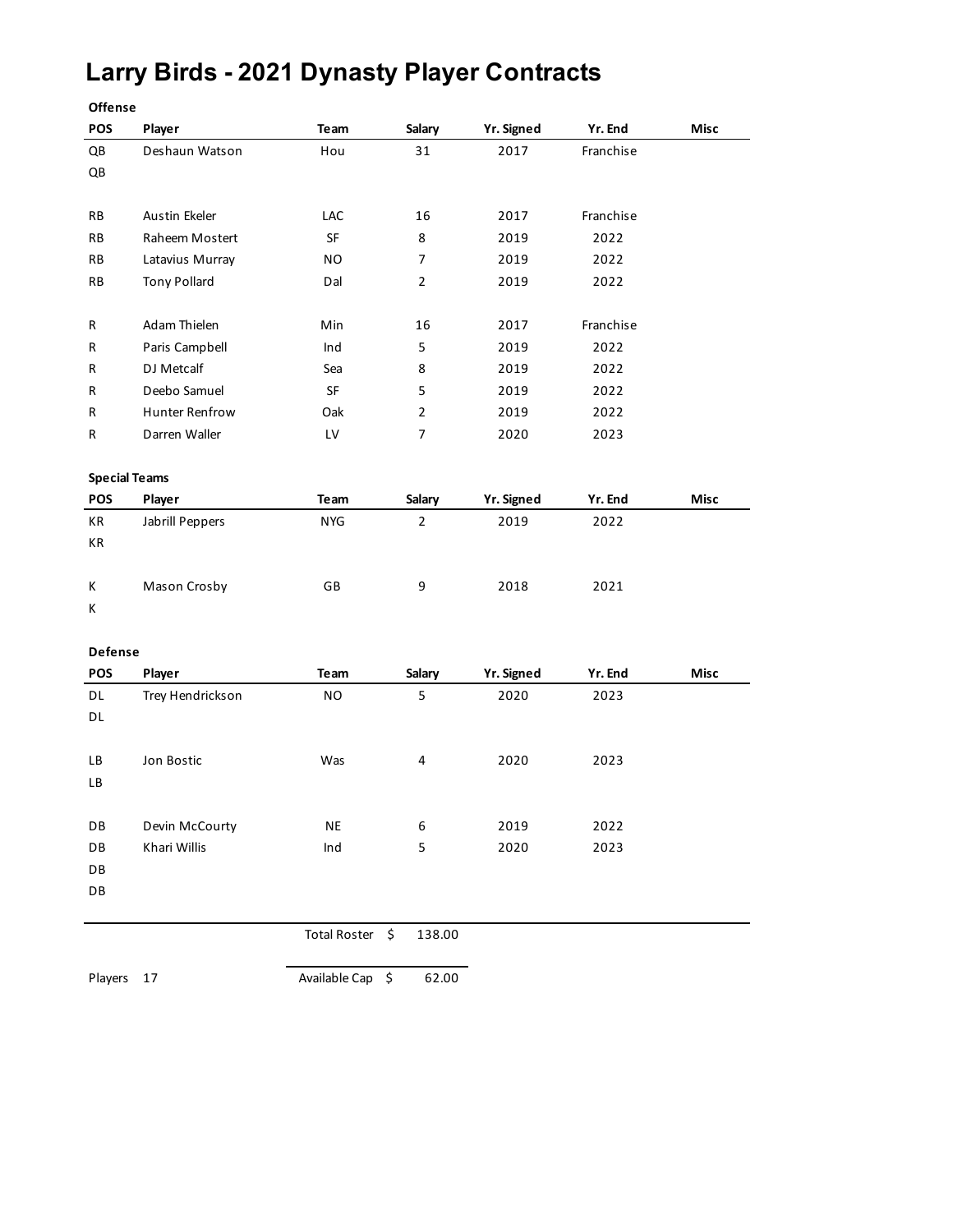# Larry Birds - 2021 Dynasty Player Contracts

**Offense**

| POS | Player | Team | Salary | Yr. Signed | Yr. End | Misc |
|---|---|---|---|---|---|---|
| QB | Deshaun Watson | Hou | 31 | 2017 | Franchise | |
| QB | | | | | | |
| | | | | | | |
| RB | Austin Ekeler | LAC | 16 | 2017 | Franchise | |
| RB | Raheem Mostert | SF | 8 | 2019 | 2022 | |
| RB | Latavius Murray | NO | 7 | 2019 | 2022 | |
| RB | Tony Pollard | Dal | 2 | 2019 | 2022 | |
| | | | | | | |
| R | Adam Thielen | Min | 16 | 2017 | Franchise | |
| R | Paris Campbell | Ind | 5 | 2019 | 2022 | |
| R | DJ Metcalf | Sea | 8 | 2019 | 2022 | |
| R | Deebo Samuel | SF | 5 | 2019 | 2022 | |
| R | Hunter Renfrow | Oak | 2 | 2019 | 2022 | |
| R | Darren Waller | LV | 7 | 2020 | 2023 | |

**Special Teams**

| POS | Player | Team | Salary | Yr. Signed | Yr. End | Misc |
|---|---|---|---|---|---|---|
| KR | Jabrill Peppers | NYG | 2 | 2019 | 2022 | |
| KR | | | | | | |
| | | | | | | |
| K | Mason Crosby | GB | 9 | 2018 | 2021 | |
| K | | | | | | |

**Defense**

| POS | Player | Team | Salary | Yr. Signed | Yr. End | Misc |
|---|---|---|---|---|---|---|
| DL | Trey Hendrickson | NO | 5 | 2020 | 2023 | |
| DL | | | | | | |
| | | | | | | |
| LB | Jon Bostic | Was | 4 | 2020 | 2023 | |
| LB | | | | | | |
| | | | | | | |
| DB | Devin McCourty | NE | 6 | 2019 | 2022 | |
| DB | Khari Willis | Ind | 5 | 2020 | 2023 | |
| DB | | | | | | |
| DB | | | | | | |

Total Roster $ 138.00

Players 17

Available Cap $ 62.00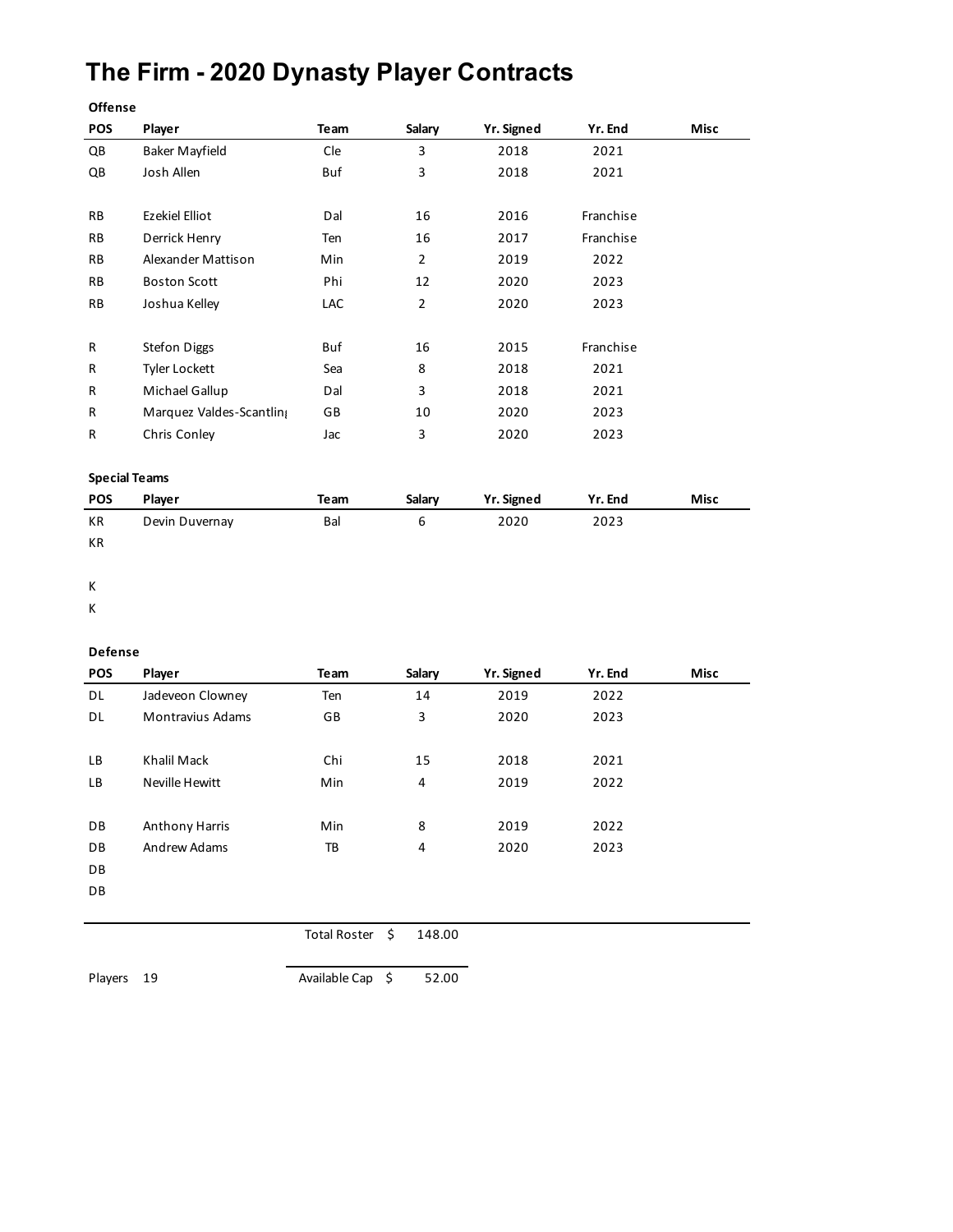# The Firm - 2020 Dynasty Player Contracts

**Offense**

| POS | Player | Team | Salary | Yr. Signed | Yr. End | Misc |
|---|---|---|---|---|---|---|
| QB | Baker Mayfield | Cle | 3 | 2018 | 2021 | |
| QB | Josh Allen | Buf | 3 | 2018 | 2021 | |
| | | | | | | |
| RB | Ezekiel Elliot | Dal | 16 | 2016 | Franchise | |
| RB | Derrick Henry | Ten | 16 | 2017 | Franchise | |
| RB | Alexander Mattison | Min | 2 | 2019 | 2022 | |
| RB | Boston Scott | Phi | 12 | 2020 | 2023 | |
| RB | Joshua Kelley | LAC | 2 | 2020 | 2023 | |
| | | | | | | |
| R | Stefon Diggs | Buf | 16 | 2015 | Franchise | |
| R | Tyler Lockett | Sea | 8 | 2018 | 2021 | |
| R | Michael Gallup | Dal | 3 | 2018 | 2021 | |
| R | Marquez Valdes-Scantling | GB | 10 | 2020 | 2023 | |
| R | Chris Conley | Jac | 3 | 2020 | 2023 | |

**Special Teams**

| POS | Player | Team | Salary | Yr. Signed | Yr. End | Misc |
|---|---|---|---|---|---|---|
| KR | Devin Duvernay | Bal | 6 | 2020 | 2023 | |
| KR | | | | | | |
| | | | | | | |
| K | | | | | | |
| K | | | | | | |

**Defense**

| POS | Player | Team | Salary | Yr. Signed | Yr. End | Misc |
|---|---|---|---|---|---|---|
| DL | Jadeveon Clowney | Ten | 14 | 2019 | 2022 | |
| DL | Montravius Adams | GB | 3 | 2020 | 2023 | |
| | | | | | | |
| LB | Khalil Mack | Chi | 15 | 2018 | 2021 | |
| LB | Neville Hewitt | Min | 4 | 2019 | 2022 | |
| | | | | | | |
| DB | Anthony Harris | Min | 8 | 2019 | 2022 | |
| DB | Andrew Adams | TB | 4 | 2020 | 2023 | |
| DB | | | | | | |
| DB | | | | | | |

Total Roster $ 148.00

Players 19

Available Cap $ 52.00